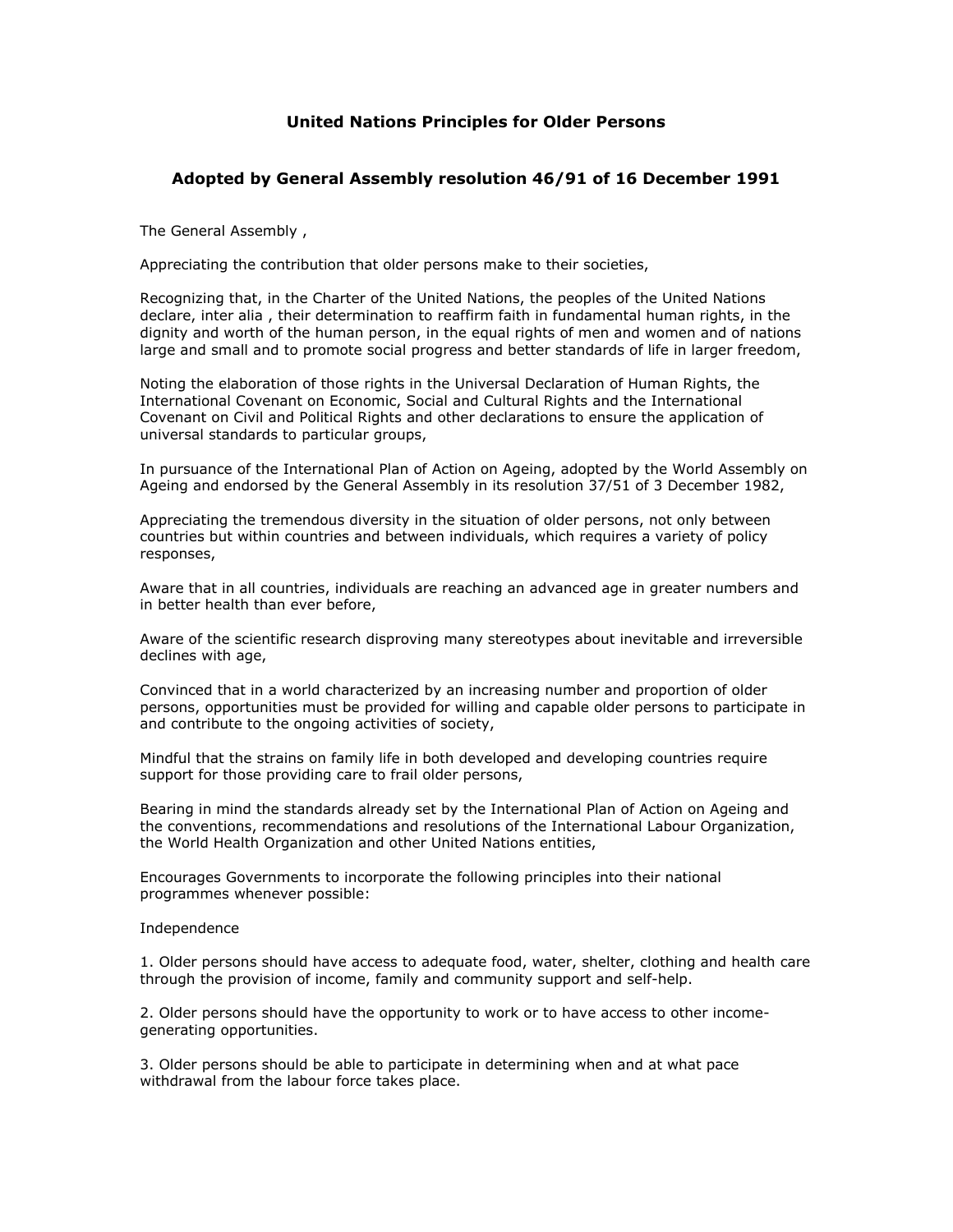# United Nations Principles for Older Persons

## Adopted by General Assembly resolution 46/91 of 16 December 1991

The General Assembly ,

Appreciating the contribution that older persons make to their societies,

Recognizing that, in the Charter of the United Nations, the peoples of the United Nations declare, inter alia , their determination to reaffirm faith in fundamental human rights, in the dignity and worth of the human person, in the equal rights of men and women and of nations large and small and to promote social progress and better standards of life in larger freedom,

Noting the elaboration of those rights in the Universal Declaration of Human Rights, the International Covenant on Economic, Social and Cultural Rights and the International Covenant on Civil and Political Rights and other declarations to ensure the application of universal standards to particular groups,

In pursuance of the International Plan of Action on Ageing, adopted by the World Assembly on Ageing and endorsed by the General Assembly in its resolution 37/51 of 3 December 1982,

Appreciating the tremendous diversity in the situation of older persons, not only between countries but within countries and between individuals, which requires a variety of policy responses,

Aware that in all countries, individuals are reaching an advanced age in greater numbers and in better health than ever before,

Aware of the scientific research disproving many stereotypes about inevitable and irreversible declines with age,

Convinced that in a world characterized by an increasing number and proportion of older persons, opportunities must be provided for willing and capable older persons to participate in and contribute to the ongoing activities of society,

Mindful that the strains on family life in both developed and developing countries require support for those providing care to frail older persons,

Bearing in mind the standards already set by the International Plan of Action on Ageing and the conventions, recommendations and resolutions of the International Labour Organization, the World Health Organization and other United Nations entities,

Encourages Governments to incorporate the following principles into their national programmes whenever possible:

Independence

1. Older persons should have access to adequate food, water, shelter, clothing and health care through the provision of income, family and community support and self-help.

2. Older persons should have the opportunity to work or to have access to other income-generating opportunities.

3. Older persons should be able to participate in determining when and at what pace withdrawal from the labour force takes place.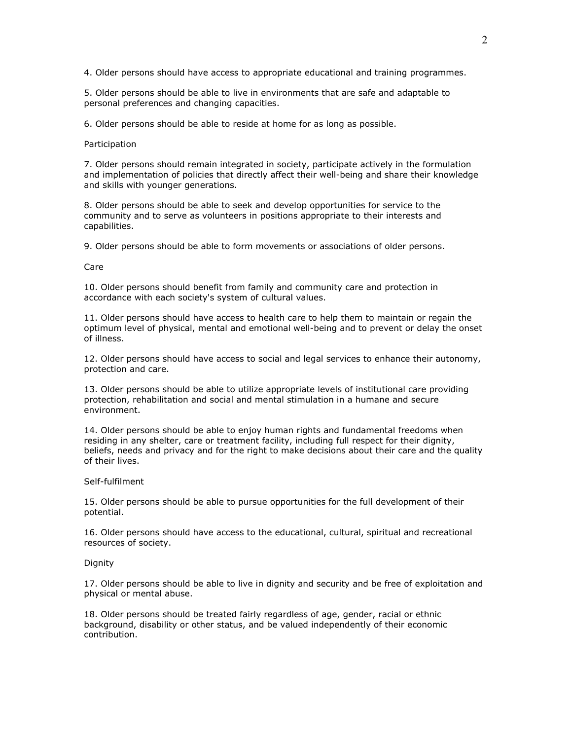4. Older persons should have access to appropriate educational and training programmes.

5. Older persons should be able to live in environments that are safe and adaptable to personal preferences and changing capacities.

6. Older persons should be able to reside at home for as long as possible.

Participation

7. Older persons should remain integrated in society, participate actively in the formulation and implementation of policies that directly affect their well-being and share their knowledge and skills with younger generations.

8. Older persons should be able to seek and develop opportunities for service to the community and to serve as volunteers in positions appropriate to their interests and capabilities.

9. Older persons should be able to form movements or associations of older persons.

Care

10. Older persons should benefit from family and community care and protection in accordance with each society's system of cultural values.

11. Older persons should have access to health care to help them to maintain or regain the optimum level of physical, mental and emotional well-being and to prevent or delay the onset of illness.

12. Older persons should have access to social and legal services to enhance their autonomy, protection and care.

13. Older persons should be able to utilize appropriate levels of institutional care providing protection, rehabilitation and social and mental stimulation in a humane and secure environment.

14. Older persons should be able to enjoy human rights and fundamental freedoms when residing in any shelter, care or treatment facility, including full respect for their dignity, beliefs, needs and privacy and for the right to make decisions about their care and the quality of their lives.

Self-fulfilment

15. Older persons should be able to pursue opportunities for the full development of their potential.

16. Older persons should have access to the educational, cultural, spiritual and recreational resources of society.

Dignity

17. Older persons should be able to live in dignity and security and be free of exploitation and physical or mental abuse.

18. Older persons should be treated fairly regardless of age, gender, racial or ethnic background, disability or other status, and be valued independently of their economic contribution.